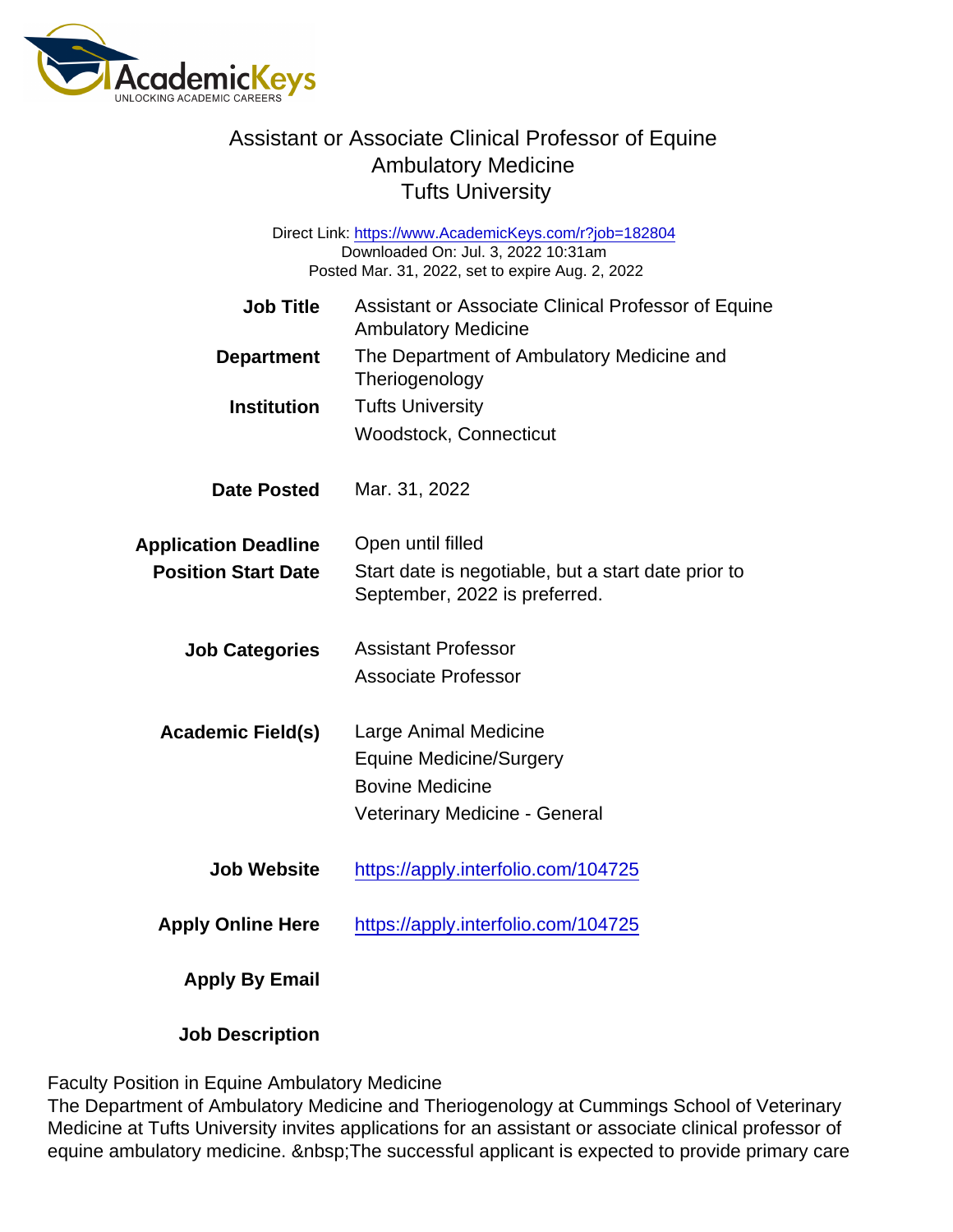# Assistant or Associate Clinical Professor of Equine Ambulatory Medicine
## Tufts University

Direct Link: https://www.AcademicKeys.com/r?job=182804
Downloaded On: Jul. 3, 2022 10:31am
Posted Mar. 31, 2022, set to expire Aug. 2, 2022

| | |
|---|---|
| **Job Title** | Assistant or Associate Clinical Professor of Equine Ambulatory Medicine |
| **Department** | The Department of Ambulatory Medicine and Theriogenology |
| **Institution** | Tufts University<br>Woodstock, Connecticut |
| **Date Posted** | Mar. 31, 2022 |
| **Application Deadline** | Open until filled |
| **Position Start Date** | Start date is negotiable, but a start date prior to September, 2022 is preferred. |
| **Job Categories** | Assistant Professor<br>Associate Professor |
| **Academic Field(s)** | Large Animal Medicine<br>Equine Medicine/Surgery<br>Bovine Medicine<br>Veterinary Medicine - General |
| **Job Website** | https://apply.interfolio.com/104725 |
| **Apply Online Here** | https://apply.interfolio.com/104725 |
| **Apply By Email** | |
| **Job Description** | |

Faculty Position in Equine Ambulatory Medicine
The Department of Ambulatory Medicine and Theriogenology at Cummings School of Veterinary Medicine at Tufts University invites applications for an assistant or associate clinical professor of equine ambulatory medicine. &nbsp;The successful applicant is expected to provide primary care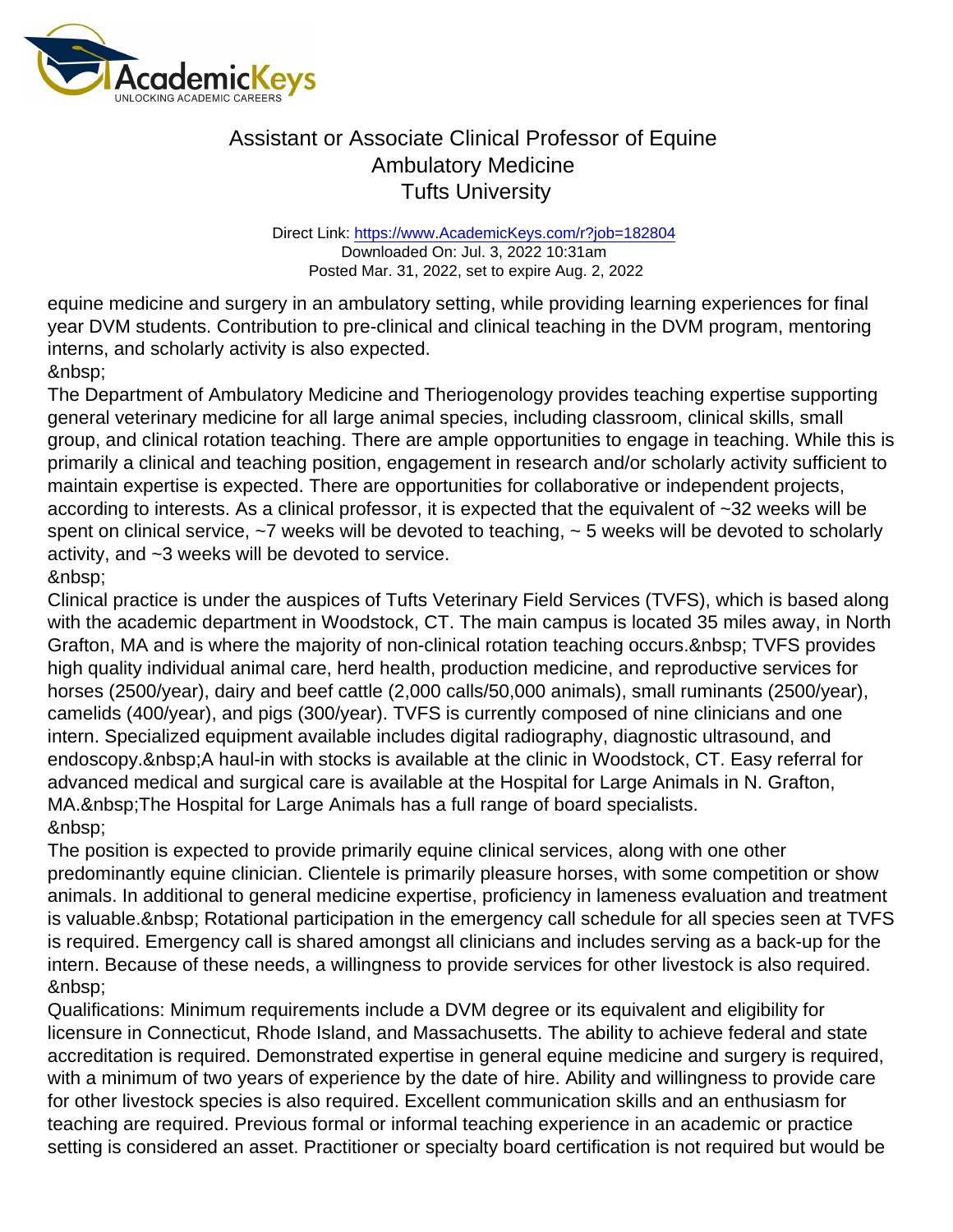equine medicine and surgery in an ambulatory setting, while providing learning experiences for final year DVM students. Contribution to pre-clinical and clinical teaching in the DVM program, mentoring interns, and scholarly activity is also expected.
&nbsp;
The Department of Ambulatory Medicine and Theriogenology provides teaching expertise supporting general veterinary medicine for all large animal species, including classroom, clinical skills, small group, and clinical rotation teaching. There are ample opportunities to engage in teaching. While this is primarily a clinical and teaching position, engagement in research and/or scholarly activity sufficient to maintain expertise is expected. There are opportunities for collaborative or independent projects, according to interests. As a clinical professor, it is expected that the equivalent of ~32 weeks will be spent on clinical service, ~7 weeks will be devoted to teaching, ~ 5 weeks will be devoted to scholarly activity, and ~3 weeks will be devoted to service.
&nbsp;
Clinical practice is under the auspices of Tufts Veterinary Field Services (TVFS), which is based along with the academic department in Woodstock, CT. The main campus is located 35 miles away, in North Grafton, MA and is where the majority of non-clinical rotation teaching occurs.&nbsp; TVFS provides high quality individual animal care, herd health, production medicine, and reproductive services for horses (2500/year), dairy and beef cattle (2,000 calls/50,000 animals), small ruminants (2500/year), camelids (400/year), and pigs (300/year). TVFS is currently composed of nine clinicians and one intern. Specialized equipment available includes digital radiography, diagnostic ultrasound, and endoscopy.&nbsp;A haul-in with stocks is available at the clinic in Woodstock, CT. Easy referral for advanced medical and surgical care is available at the Hospital for Large Animals in N. Grafton, MA.&nbsp;The Hospital for Large Animals has a full range of board specialists.
&nbsp;
The position is expected to provide primarily equine clinical services, along with one other predominantly equine clinician. Clientele is primarily pleasure horses, with some competition or show animals. In additional to general medicine expertise, proficiency in lameness evaluation and treatment is valuable.&nbsp; Rotational participation in the emergency call schedule for all species seen at TVFS is required. Emergency call is shared amongst all clinicians and includes serving as a back-up for the intern. Because of these needs, a willingness to provide services for other livestock is also required.
&nbsp;
Qualifications: Minimum requirements include a DVM degree or its equivalent and eligibility for licensure in Connecticut, Rhode Island, and Massachusetts. The ability to achieve federal and state accreditation is required. Demonstrated expertise in general equine medicine and surgery is required, with a minimum of two years of experience by the date of hire. Ability and willingness to provide care for other livestock species is also required. Excellent communication skills and an enthusiasm for teaching are required. Previous formal or informal teaching experience in an academic or practice setting is considered an asset. Practitioner or specialty board certification is not required but would be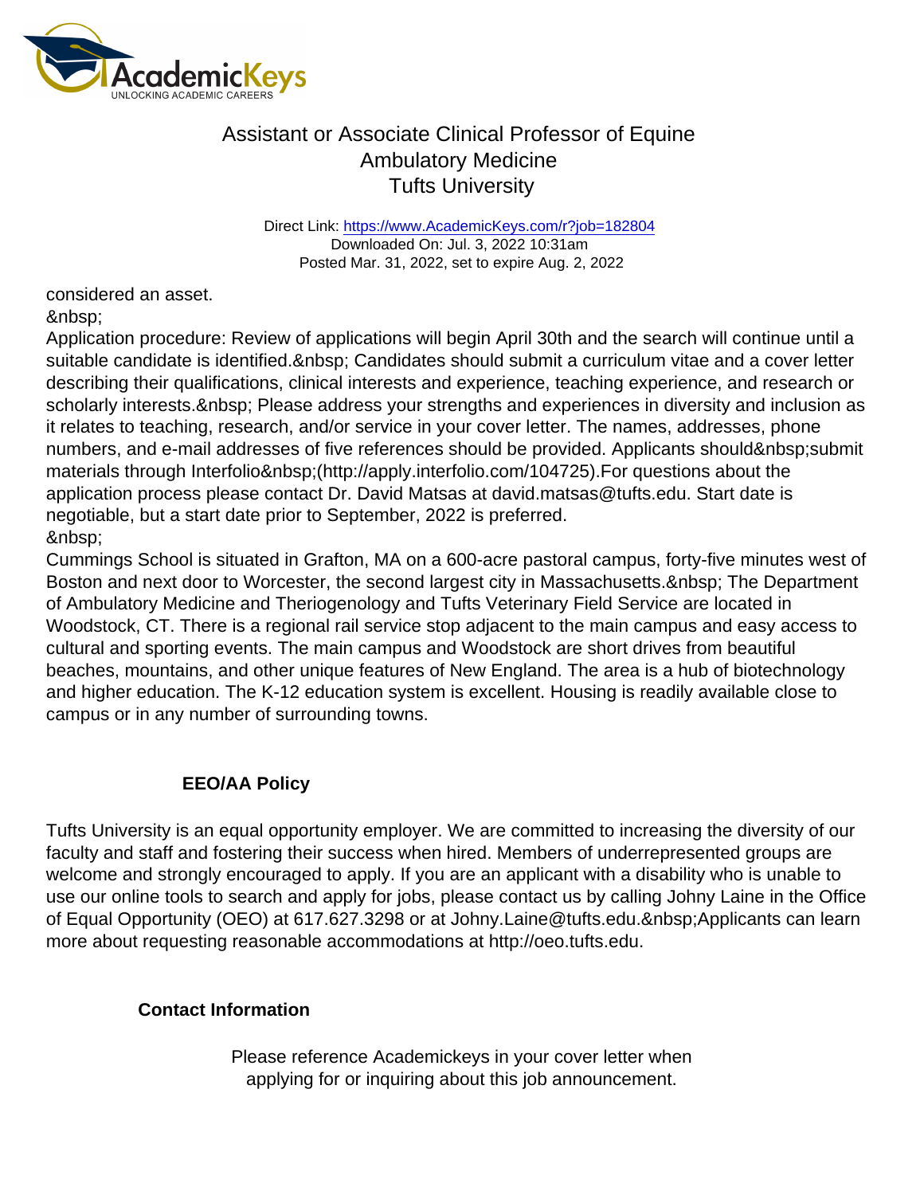considered an asset.
&nbsp;
Application procedure: Review of applications will begin April 30th and the search will continue until a suitable candidate is identified.&nbsp; Candidates should submit a curriculum vitae and a cover letter describing their qualifications, clinical interests and experience, teaching experience, and research or scholarly interests.&nbsp; Please address your strengths and experiences in diversity and inclusion as it relates to teaching, research, and/or service in your cover letter. The names, addresses, phone numbers, and e-mail addresses of five references should be provided. Applicants should&nbsp;submit materials through Interfolio&nbsp;(http://apply.interfolio.com/104725).For questions about the application process please contact Dr. David Matsas at david.matsas@tufts.edu. Start date is negotiable, but a start date prior to September, 2022 is preferred.
&nbsp;
Cummings School is situated in Grafton, MA on a 600-acre pastoral campus, forty-five minutes west of Boston and next door to Worcester, the second largest city in Massachusetts.&nbsp; The Department of Ambulatory Medicine and Theriogenology and Tufts Veterinary Field Service are located in Woodstock, CT. There is a regional rail service stop adjacent to the main campus and easy access to cultural and sporting events. The main campus and Woodstock are short drives from beautiful beaches, mountains, and other unique features of New England. The area is a hub of biotechnology and higher education. The K-12 education system is excellent. Housing is readily available close to campus or in any number of surrounding towns.

## EEO/AA Policy

Tufts University is an equal opportunity employer. We are committed to increasing the diversity of our faculty and staff and fostering their success when hired. Members of underrepresented groups are welcome and strongly encouraged to apply. If you are an applicant with a disability who is unable to use our online tools to search and apply for jobs, please contact us by calling Johny Laine in the Office of Equal Opportunity (OEO) at 617.627.3298 or at Johny.Laine@tufts.edu.&nbsp;Applicants can learn more about requesting reasonable accommodations at http://oeo.tufts.edu.

## Contact Information

Please reference Academickeys in your cover letter when applying for or inquiring about this job announcement.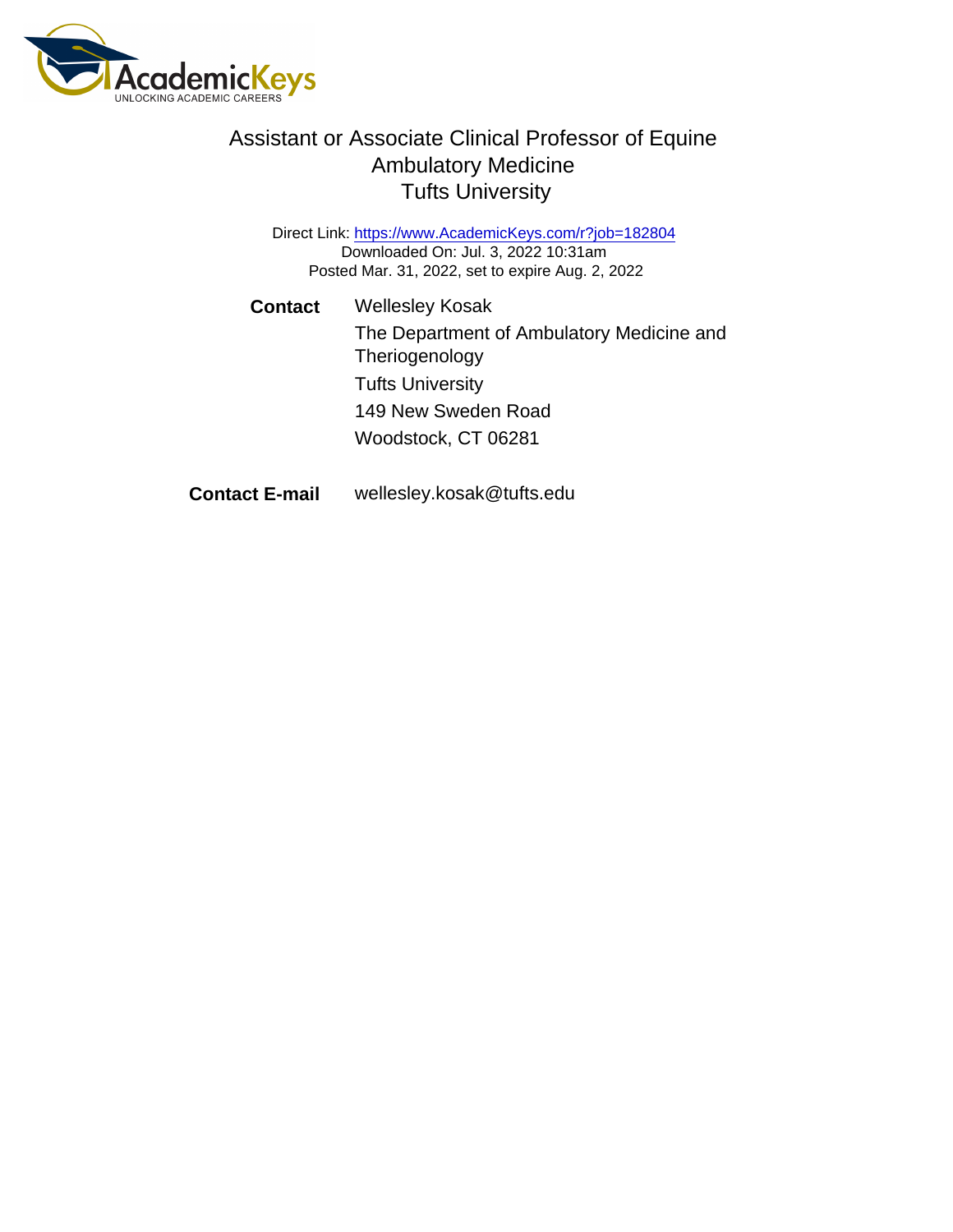# Assistant or Associate Clinical Professor of Equine Ambulatory Medicine
## Tufts University

Direct Link: https://www.AcademicKeys.com/r?job=182804
Downloaded On: Jul. 3, 2022 10:31am
Posted Mar. 31, 2022, set to expire Aug. 2, 2022

**Contact**
Wellesley Kosak
The Department of Ambulatory Medicine and Theriogenology
Tufts University
149 New Sweden Road
Woodstock, CT 06281

**Contact E-mail**
wellesley.kosak@tufts.edu